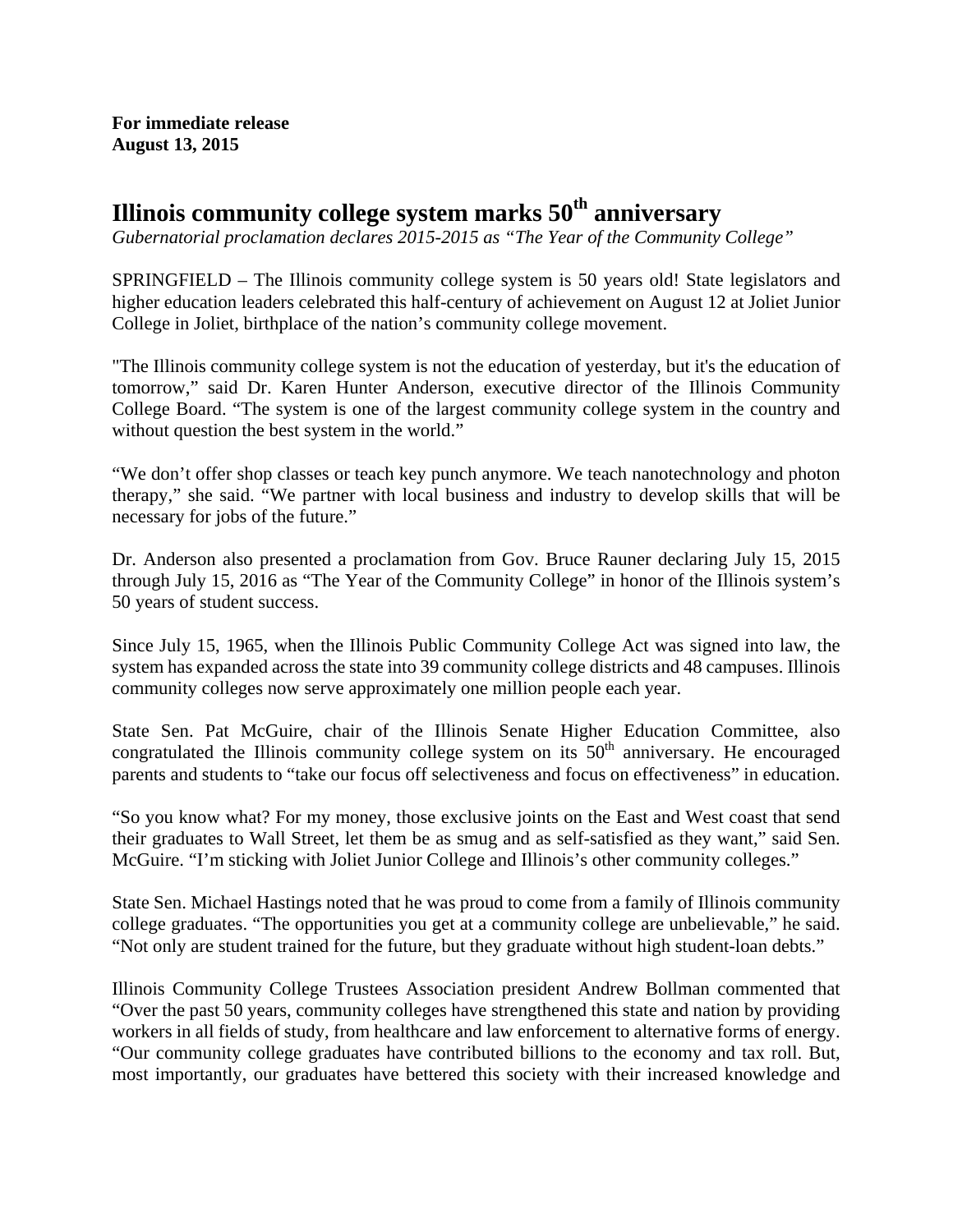**For immediate release**
**August 13, 2015**

# Illinois community college system marks 50th anniversary

*Gubernatorial proclamation declares 2015-2015 as "The Year of the Community College"*

SPRINGFIELD – The Illinois community college system is 50 years old! State legislators and higher education leaders celebrated this half-century of achievement on August 12 at Joliet Junior College in Joliet, birthplace of the nation's community college movement.

"The Illinois community college system is not the education of yesterday, but it's the education of tomorrow," said Dr. Karen Hunter Anderson, executive director of the Illinois Community College Board. "The system is one of the largest community college system in the country and without question the best system in the world."

"We don't offer shop classes or teach key punch anymore. We teach nanotechnology and photon therapy," she said. "We partner with local business and industry to develop skills that will be necessary for jobs of the future."

Dr. Anderson also presented a proclamation from Gov. Bruce Rauner declaring July 15, 2015 through July 15, 2016 as "The Year of the Community College" in honor of the Illinois system's 50 years of student success.

Since July 15, 1965, when the Illinois Public Community College Act was signed into law, the system has expanded across the state into 39 community college districts and 48 campuses. Illinois community colleges now serve approximately one million people each year.

State Sen. Pat McGuire, chair of the Illinois Senate Higher Education Committee, also congratulated the Illinois community college system on its 50th anniversary. He encouraged parents and students to "take our focus off selectiveness and focus on effectiveness" in education.

"So you know what? For my money, those exclusive joints on the East and West coast that send their graduates to Wall Street, let them be as smug and as self-satisfied as they want," said Sen. McGuire. "I'm sticking with Joliet Junior College and Illinois's other community colleges."

State Sen. Michael Hastings noted that he was proud to come from a family of Illinois community college graduates. "The opportunities you get at a community college are unbelievable," he said. "Not only are student trained for the future, but they graduate without high student-loan debts."

Illinois Community College Trustees Association president Andrew Bollman commented that "Over the past 50 years, community colleges have strengthened this state and nation by providing workers in all fields of study, from healthcare and law enforcement to alternative forms of energy. "Our community college graduates have contributed billions to the economy and tax roll. But, most importantly, our graduates have bettered this society with their increased knowledge and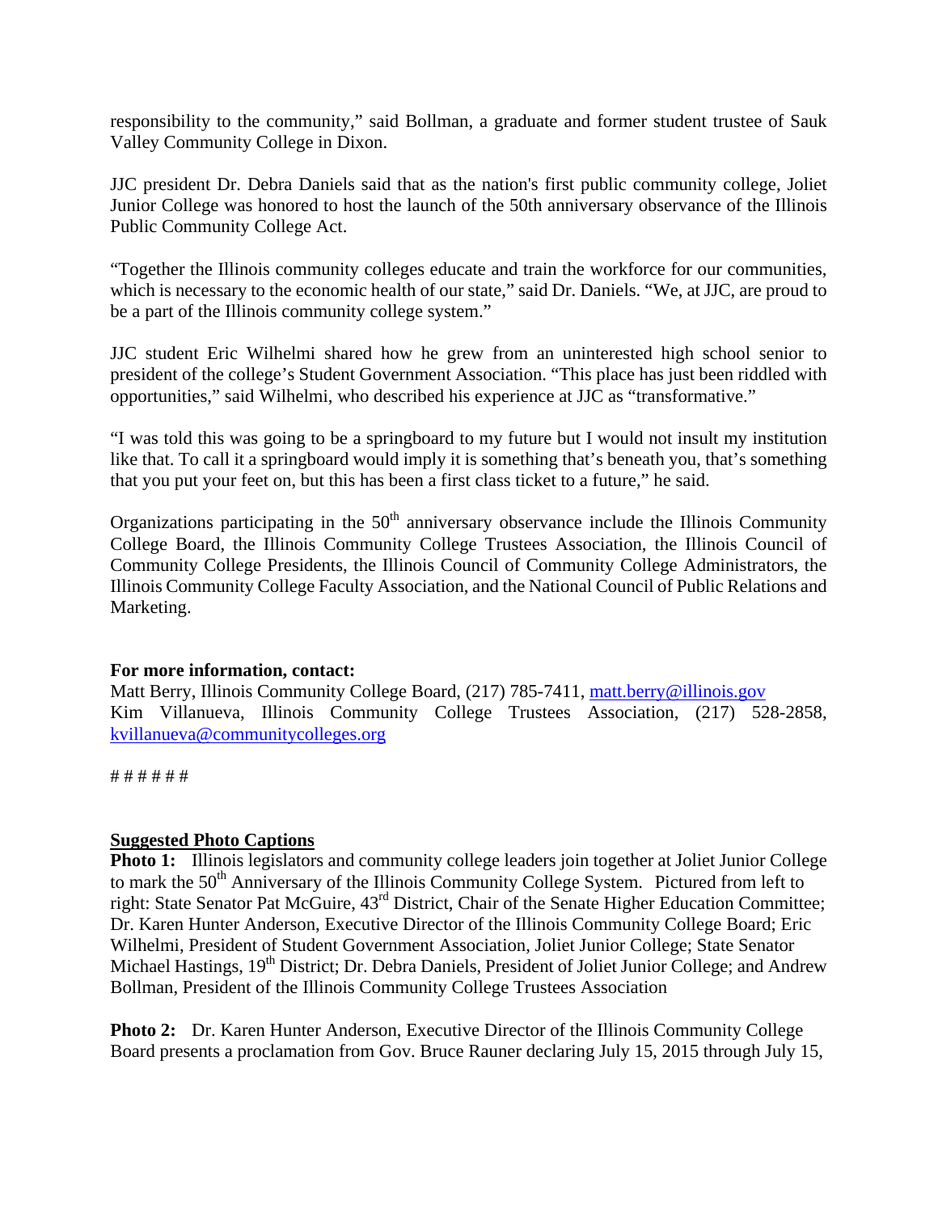responsibility to the community," said Bollman, a graduate and former student trustee of Sauk Valley Community College in Dixon.

JJC president Dr. Debra Daniels said that as the nation's first public community college, Joliet Junior College was honored to host the launch of the 50th anniversary observance of the Illinois Public Community College Act.

"Together the Illinois community colleges educate and train the workforce for our communities, which is necessary to the economic health of our state," said Dr. Daniels. "We, at JJC, are proud to be a part of the Illinois community college system."

JJC student Eric Wilhelmi shared how he grew from an uninterested high school senior to president of the college's Student Government Association. "This place has just been riddled with opportunities," said Wilhelmi, who described his experience at JJC as "transformative."

"I was told this was going to be a springboard to my future but I would not insult my institution like that. To call it a springboard would imply it is something that's beneath you, that's something that you put your feet on, but this has been a first class ticket to a future," he said.

Organizations participating in the 50th anniversary observance include the Illinois Community College Board, the Illinois Community College Trustees Association, the Illinois Council of Community College Presidents, the Illinois Council of Community College Administrators, the Illinois Community College Faculty Association, and the National Council of Public Relations and Marketing.

**For more information, contact:**
Matt Berry, Illinois Community College Board, (217) 785-7411, matt.berry@illinois.gov
Kim Villanueva, Illinois Community College Trustees Association, (217) 528-2858, kvillanueva@communitycolleges.org

# # # # # #

**Suggested Photo Captions**

**Photo 1:** Illinois legislators and community college leaders join together at Joliet Junior College to mark the 50th Anniversary of the Illinois Community College System. Pictured from left to right: State Senator Pat McGuire, 43rd District, Chair of the Senate Higher Education Committee; Dr. Karen Hunter Anderson, Executive Director of the Illinois Community College Board; Eric Wilhelmi, President of Student Government Association, Joliet Junior College; State Senator Michael Hastings, 19th District; Dr. Debra Daniels, President of Joliet Junior College; and Andrew Bollman, President of the Illinois Community College Trustees Association

**Photo 2:** Dr. Karen Hunter Anderson, Executive Director of the Illinois Community College Board presents a proclamation from Gov. Bruce Rauner declaring July 15, 2015 through July 15,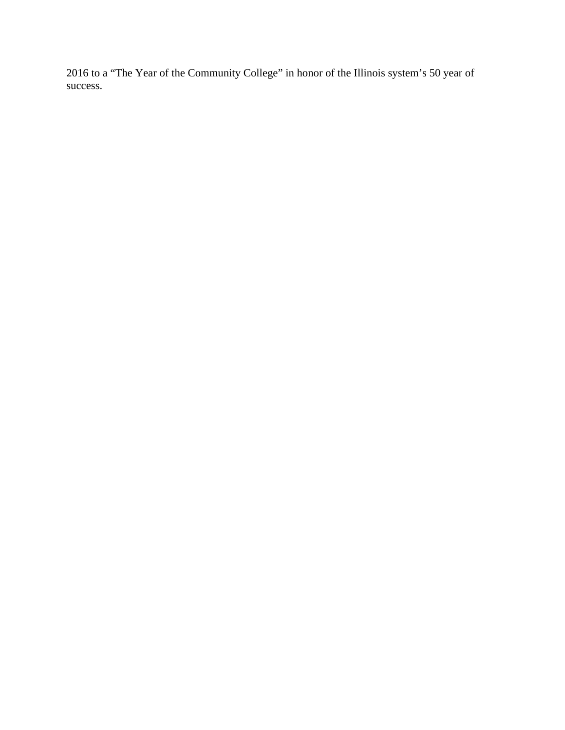2016 to a “The Year of the Community College” in honor of the Illinois system’s 50 year of success.